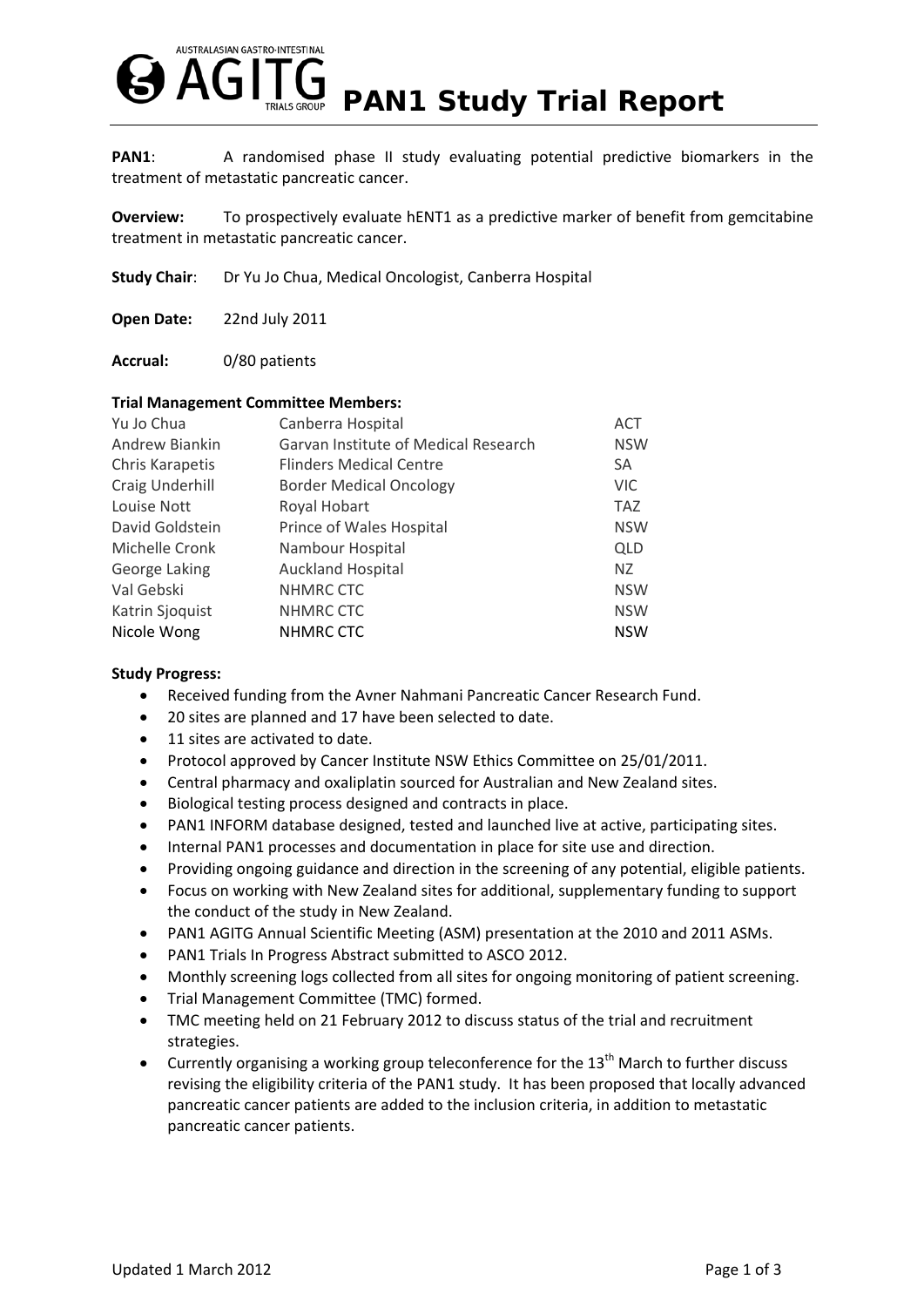# PAN1 Study Trial Report

**PAN1**: A randomised phase II study evaluating potential predictive biomarkers in the treatment of metastatic pancreatic cancer.

**Overview:** To prospectively evaluate hENT1 as a predictive marker of benefit from gemcitabine treatment in metastatic pancreatic cancer.

**Study Chair**: Dr Yu Jo Chua, Medical Oncologist, Canberra Hospital

**Open Date:** 22nd July 2011

**Accrual:** 0/80 patients

**Trial Management Committee Members:**

| | | |
|---|---|---|
| Yu Jo Chua | Canberra Hospital | ACT |
| Andrew Biankin | Garvan Institute of Medical Research | NSW |
| Chris Karapetis | Flinders Medical Centre | SA |
| Craig Underhill | Border Medical Oncology | VIC |
| Louise Nott | Royal Hobart | TAZ |
| David Goldstein | Prince of Wales Hospital | NSW |
| Michelle Cronk | Nambour Hospital | QLD |
| George Laking | Auckland Hospital | NZ |
| Val Gebski | NHMRC CTC | NSW |
| Katrin Sjoquist | NHMRC CTC | NSW |
| Nicole Wong | NHMRC CTC | NSW |

**Study Progress:**

- Received funding from the Avner Nahmani Pancreatic Cancer Research Fund.
- 20 sites are planned and 17 have been selected to date.
- 11 sites are activated to date.
- Protocol approved by Cancer Institute NSW Ethics Committee on 25/01/2011.
- Central pharmacy and oxaliplatin sourced for Australian and New Zealand sites.
- Biological testing process designed and contracts in place.
- PAN1 INFORM database designed, tested and launched live at active, participating sites.
- Internal PAN1 processes and documentation in place for site use and direction.
- Providing ongoing guidance and direction in the screening of any potential, eligible patients.
- Focus on working with New Zealand sites for additional, supplementary funding to support the conduct of the study in New Zealand.
- PAN1 AGITG Annual Scientific Meeting (ASM) presentation at the 2010 and 2011 ASMs.
- PAN1 Trials In Progress Abstract submitted to ASCO 2012.
- Monthly screening logs collected from all sites for ongoing monitoring of patient screening.
- Trial Management Committee (TMC) formed.
- TMC meeting held on 21 February 2012 to discuss status of the trial and recruitment strategies.
- Currently organising a working group teleconference for the 13th March to further discuss revising the eligibility criteria of the PAN1 study. It has been proposed that locally advanced pancreatic cancer patients are added to the inclusion criteria, in addition to metastatic pancreatic cancer patients.

Updated 1 March 2012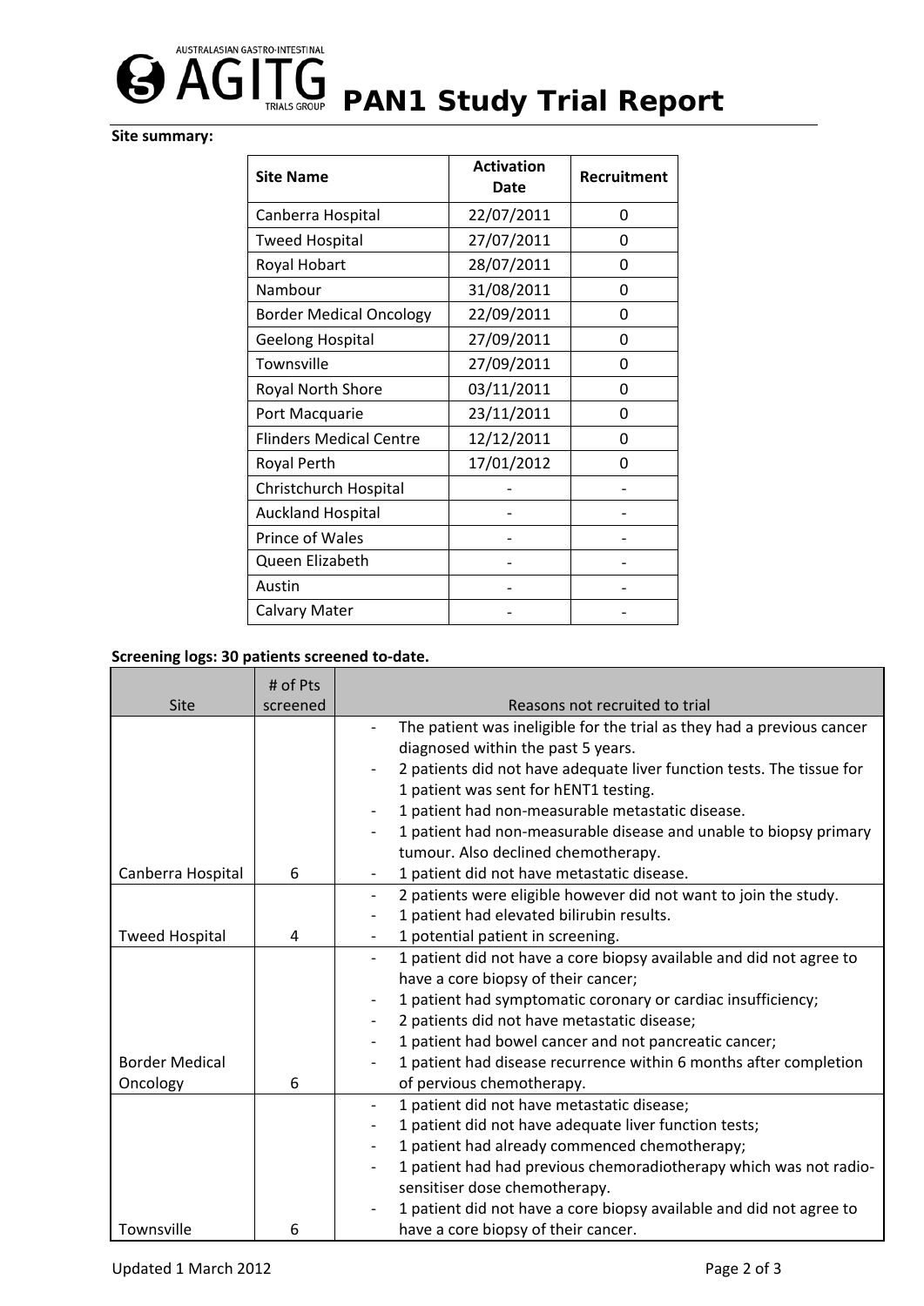# PAN1 Study Trial Report

**Site summary:**

| Site Name | Activation Date | Recruitment |
|---|---|---|
| Canberra Hospital | 22/07/2011 | 0 |
| Tweed Hospital | 27/07/2011 | 0 |
| Royal Hobart | 28/07/2011 | 0 |
| Nambour | 31/08/2011 | 0 |
| Border Medical Oncology | 22/09/2011 | 0 |
| Geelong Hospital | 27/09/2011 | 0 |
| Townsville | 27/09/2011 | 0 |
| Royal North Shore | 03/11/2011 | 0 |
| Port Macquarie | 23/11/2011 | 0 |
| Flinders Medical Centre | 12/12/2011 | 0 |
| Royal Perth | 17/01/2012 | 0 |
| Christchurch Hospital | - | - |
| Auckland Hospital | - | - |
| Prince of Wales | - | - |
| Queen Elizabeth | - | - |
| Austin | - | - |
| Calvary Mater | - | - |

**Screening logs: 30 patients screened to-date.**

| Site | # of Pts screened | Reasons not recruited to trial |
|---|---|---|
| Canberra Hospital | 6 | - The patient was ineligible for the trial as they had a previous cancer diagnosed within the past 5 years.<br>- 2 patients did not have adequate liver function tests. The tissue for 1 patient was sent for hENT1 testing.<br>- 1 patient had non-measurable metastatic disease.<br>- 1 patient had non-measurable disease and unable to biopsy primary tumour. Also declined chemotherapy.<br>- 1 patient did not have metastatic disease. |
| Tweed Hospital | 4 | - 2 patients were eligible however did not want to join the study.<br>- 1 patient had elevated bilirubin results.<br>- 1 potential patient in screening. |
| Border Medical Oncology | 6 | - 1 patient did not have a core biopsy available and did not agree to have a core biopsy of their cancer;<br>- 1 patient had symptomatic coronary or cardiac insufficiency;<br>- 2 patients did not have metastatic disease;<br>- 1 patient had bowel cancer and not pancreatic cancer;<br>- 1 patient had disease recurrence within 6 months after completion of pervious chemotherapy. |
| Townsville | 6 | - 1 patient did not have metastatic disease;<br>- 1 patient did not have adequate liver function tests;<br>- 1 patient had already commenced chemotherapy;<br>- 1 patient had had previous chemoradiotherapy which was not radio-sensitiser dose chemotherapy.<br>- 1 patient did not have a core biopsy available and did not agree to have a core biopsy of their cancer. |

Updated 1 March 2012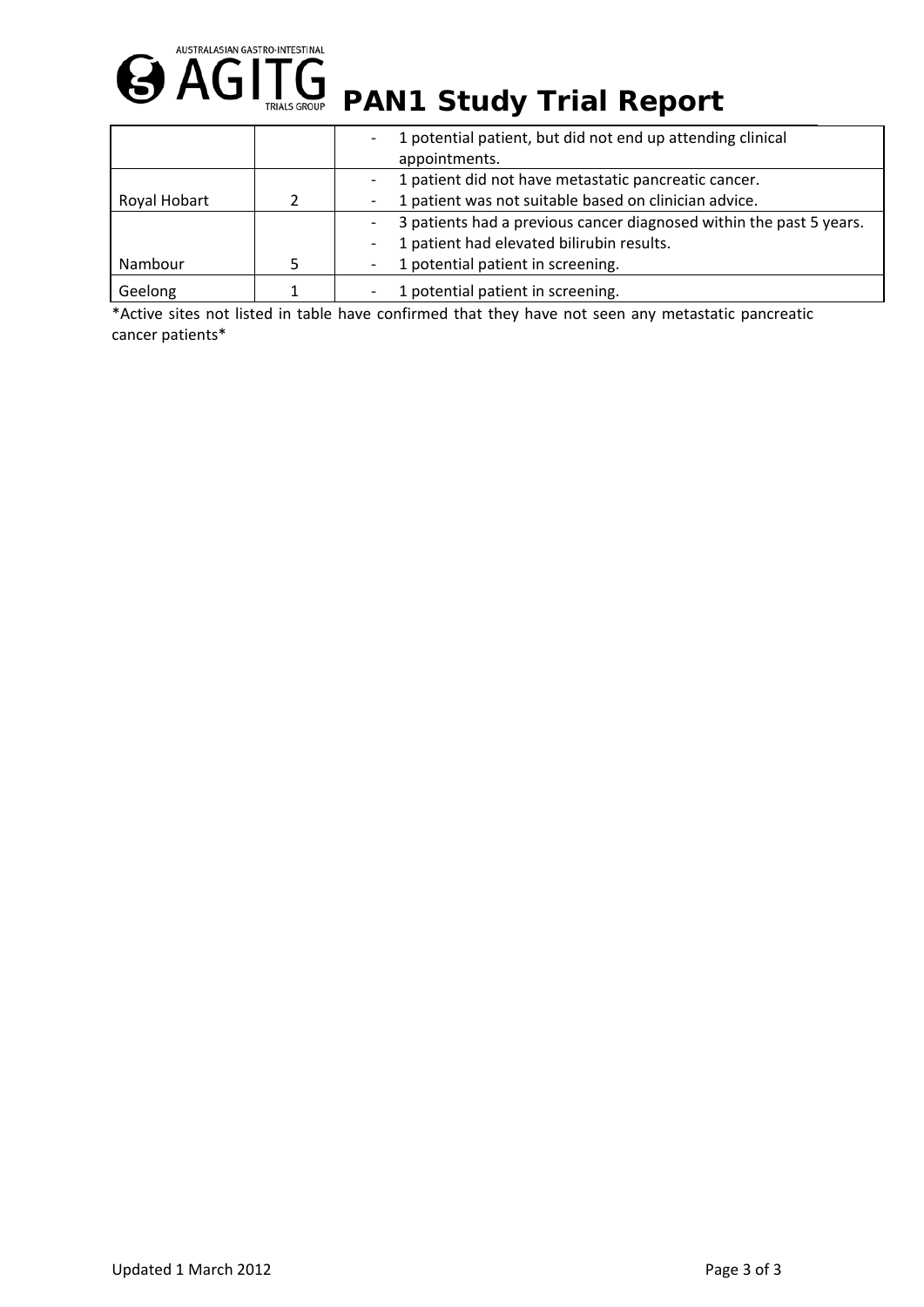| | | |
|---|---|---|
| | | - 1 potential patient, but did not end up attending clinical appointments. |
| Royal Hobart | 2 | - 1 patient did not have metastatic pancreatic cancer.<br>- 1 patient was not suitable based on clinician advice. |
| Nambour | 5 | - 3 patients had a previous cancer diagnosed within the past 5 years.<br>- 1 patient had elevated bilirubin results.<br>- 1 potential patient in screening. |
| Geelong | 1 | - 1 potential patient in screening. |

*Active sites not listed in table have confirmed that they have not seen any metastatic pancreatic cancer patients*